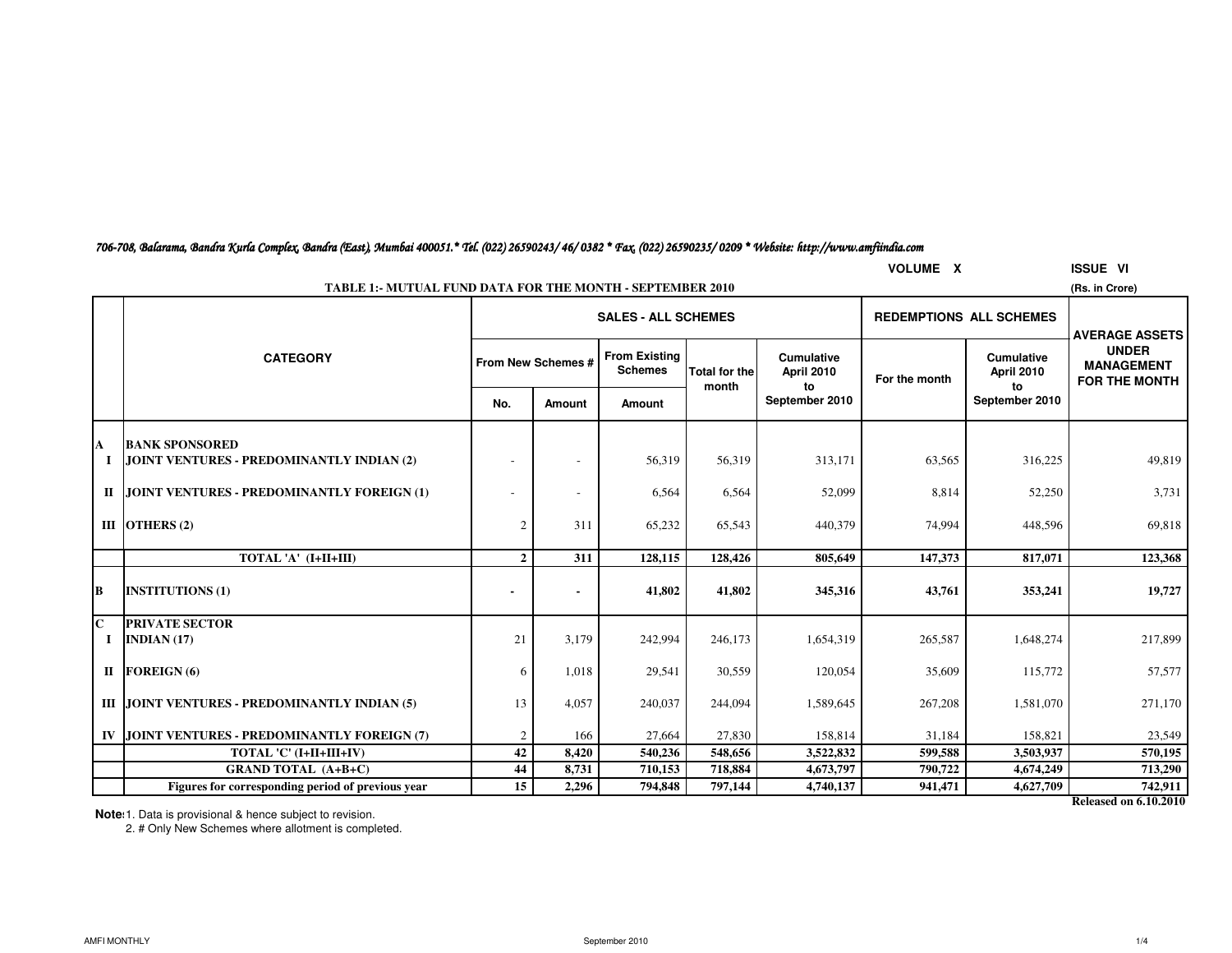706-708, Balarama, Bandra Kurla Complex, Bandra (East), Mumbai 400051.* Tel. (022) 26590243/ 46/ 0382 * Fax. (022) 26590235/ 0209 * Website: http://www.amfiindia.com

VOLUME X ISSUE VI

**TABLE 1:- MUTUAL FUND DATA FOR THE MONTH - SEPTEMBER 2010**

(Rs. in Crore)

| | CATEGORY | SALES - ALL SCHEMES | | | | | REDEMPTIONS ALL SCHEMES | | AVERAGE ASSETS UNDER MANAGEMENT FOR THE MONTH |
|---|---|---|---|---|---|---|---|---|---|
| | | From New Schemes # | | From Existing Schemes | Total for the month | Cumulative April 2010 to September 2010 | For the month | Cumulative April 2010 to September 2010 | |
| | | No. | Amount | Amount | | | | | |
| **A** | **BANK SPONSORED** | | | | | | | | |
| **I** | **JOINT VENTURES - PREDOMINANTLY INDIAN (2)** | - | - | 56,319 | 56,319 | 313,171 | 63,565 | 316,225 | 49,819 |
| **II** | **JOINT VENTURES - PREDOMINANTLY FOREIGN (1)** | - | - | 6,564 | 6,564 | 52,099 | 8,814 | 52,250 | 3,731 |
| **III** | **OTHERS (2)** | 2 | 311 | 65,232 | 65,543 | 440,379 | 74,994 | 448,596 | 69,818 |
| | **TOTAL 'A' (I+II+III)** | **2** | **311** | **128,115** | **128,426** | **805,649** | **147,373** | **817,071** | **123,368** |
| **B** | **INSTITUTIONS (1)** | **-** | **-** | **41,802** | **41,802** | **345,316** | **43,761** | **353,241** | **19,727** |
| **C** | **PRIVATE SECTOR** | | | | | | | | |
| **I** | **INDIAN (17)** | 21 | 3,179 | 242,994 | 246,173 | 1,654,319 | 265,587 | 1,648,274 | 217,899 |
| **II** | **FOREIGN (6)** | 6 | 1,018 | 29,541 | 30,559 | 120,054 | 35,609 | 115,772 | 57,577 |
| **III** | **JOINT VENTURES - PREDOMINANTLY INDIAN (5)** | 13 | 4,057 | 240,037 | 244,094 | 1,589,645 | 267,208 | 1,581,070 | 271,170 |
| **IV** | **JOINT VENTURES - PREDOMINANTLY FOREIGN (7)** | 2 | 166 | 27,664 | 27,830 | 158,814 | 31,184 | 158,821 | 23,549 |
| | **TOTAL 'C' (I+II+III+IV)** | **42** | **8,420** | **540,236** | **548,656** | **3,522,832** | **599,588** | **3,503,937** | **570,195** |
| | **GRAND TOTAL (A+B+C)** | **44** | **8,731** | **710,153** | **718,884** | **4,673,797** | **790,722** | **4,674,249** | **713,290** |
| | **Figures for corresponding period of previous year** | **15** | **2,296** | **794,848** | **797,144** | **4,740,137** | **941,471** | **4,627,709** | **742,911** |

**Released on 6.10.2010**

**Note:** 1. Data is provisional & hence subject to revision.

2. # Only New Schemes where allotment is completed.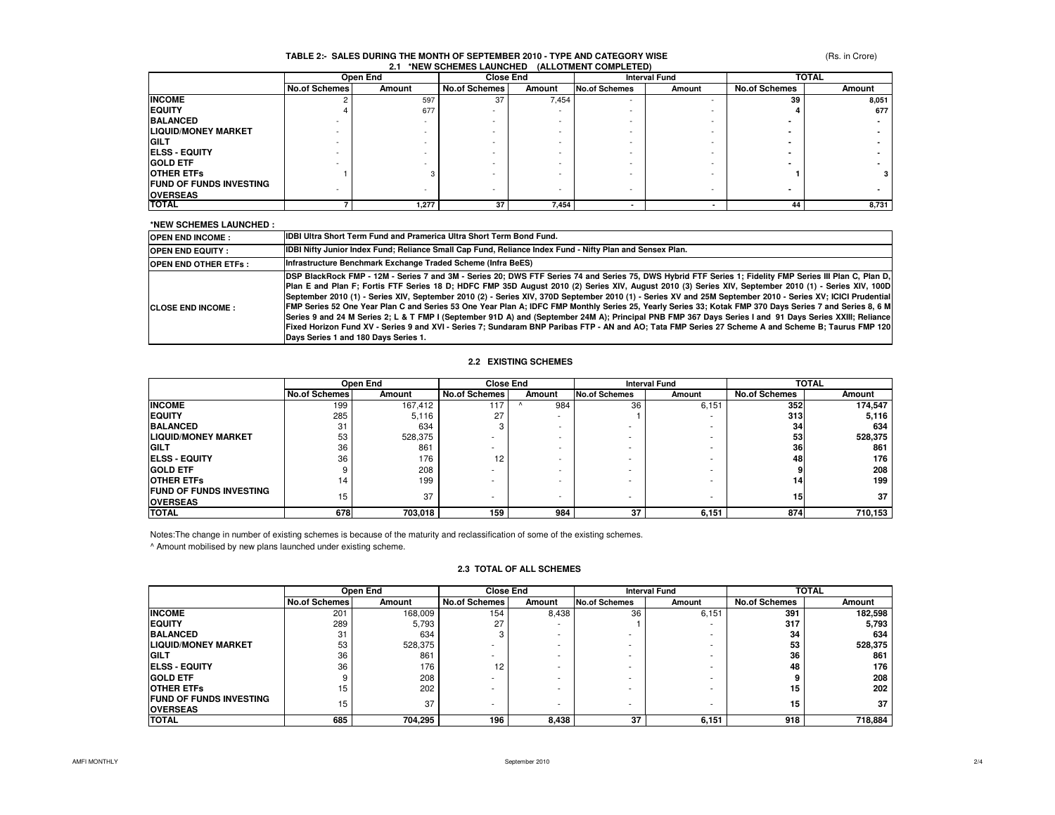## TABLE 2:- SALES DURING THE MONTH OF SEPTEMBER 2010 - TYPE AND CATEGORY WISE

(Rs. in Crore)

### 2.1 *NEW SCHEMES LAUNCHED (ALLOTMENT COMPLETED)

| | Open End | | Close End | | Interval Fund | | TOTAL | |
|---|---|---|---|---|---|---|---|---|
| | No.of Schemes | Amount | No.of Schemes | Amount | No.of Schemes | Amount | No.of Schemes | Amount |
| **INCOME** | 2 | 597 | 37 | 7,454 | - | - | **39** | **8,051** |
| **EQUITY** | 4 | 677 | - | - | - | - | **4** | **677** |
| **BALANCED** | - | - | - | - | - | - | **-** | **-** |
| **LIQUID/MONEY MARKET** | - | - | - | - | - | - | **-** | **-** |
| **GILT** | - | - | - | - | - | - | **-** | **-** |
| **ELSS - EQUITY** | - | - | - | - | - | - | **-** | **-** |
| **GOLD ETF** | - | - | - | - | - | - | **-** | **-** |
| **OTHER ETFs** | 1 | 3 | - | - | - | - | **1** | **3** |
| **FUND OF FUNDS INVESTING OVERSEAS** | - | - | - | - | - | - | **-** | **-** |
| **TOTAL** | **7** | **1,277** | **37** | **7,454** | **-** | **-** | **44** | **8,731** |

**\*NEW SCHEMES LAUNCHED :**

| | |
|---|---|
| **OPEN END INCOME :** | **IDBI Ultra Short Term Fund and Pramerica Ultra Short Term Bond Fund.** |
| **OPEN END EQUITY :** | **IDBI Nifty Junior Index Fund; Reliance Small Cap Fund, Reliance Index Fund - Nifty Plan and Sensex Plan.** |
| **OPEN END OTHER ETFs :** | **Infrastructure Benchmark Exchange Traded Scheme (Infra BeES)** |
| **CLOSE END INCOME :** | **DSP BlackRock FMP - 12M - Series 7 and 3M - Series 20; DWS FTF Series 74 and Series 75, DWS Hybrid FTF Series 1; Fidelity FMP Series III Plan C, Plan D, Plan E and Plan F; Fortis FTF Series 18 D; HDFC FMP 35D August 2010 (2) Series XIV, August 2010 (3) Series XIV, September 2010 (1) - Series XIV, 100D September 2010 (1) - Series XIV, September 2010 (2) - Series XIV, 370D September 2010 (1) - Series XV and 25M September 2010 - Series XV; ICICI Prudential FMP Series 52 One Year Plan C and Series 53 One Year Plan A; IDFC FMP Monthly Series 25, Yearly Series 33; Kotak FMP 370 Days Series 7 and Series 8, 6 M Series 9 and 24 M Series 2; L & T FMP I (September 91D A) and (September 24M A); Principal PNB FMP 367 Days Series I and 91 Days Series XXIII; Reliance Fixed Horizon Fund XV - Series 9 and XVI - Series 7; Sundaram BNP Paribas FTP - AN and AO; Tata FMP Series 27 Scheme A and Scheme B; Taurus FMP 120 Days Series 1 and 180 Days Series 1.** |

### 2.2 EXISTING SCHEMES

| | Open End | | Close End | | Interval Fund | | TOTAL | |
|---|---|---|---|---|---|---|---|---|
| | No.of Schemes | Amount | No.of Schemes | Amount | No.of Schemes | Amount | No.of Schemes | Amount |
| **INCOME** | 199 | 167,412 | 117 | ^ 984 | 36 | 6,151 | **352** | **174,547** |
| **EQUITY** | 285 | 5,116 | 27 | - | 1 | - | **313** | **5,116** |
| **BALANCED** | 31 | 634 | 3 | - | - | - | **34** | **634** |
| **LIQUID/MONEY MARKET** | 53 | 528,375 | - | - | - | - | **53** | **528,375** |
| **GILT** | 36 | 861 | - | - | - | - | **36** | **861** |
| **ELSS - EQUITY** | 36 | 176 | 12 | - | - | - | **48** | **176** |
| **GOLD ETF** | 9 | 208 | - | - | - | - | **9** | **208** |
| **OTHER ETFs** | 14 | 199 | - | - | - | - | **14** | **199** |
| **FUND OF FUNDS INVESTING OVERSEAS** | 15 | 37 | - | - | - | - | **15** | **37** |
| **TOTAL** | **678** | **703,018** | **159** | **984** | **37** | **6,151** | **874** | **710,153** |

Notes:The change in number of existing schemes is because of the maturity and reclassification of some of the existing schemes.

^ Amount mobilised by new plans launched under existing scheme.

### 2.3 TOTAL OF ALL SCHEMES

| | Open End | | Close End | | Interval Fund | | TOTAL | |
|---|---|---|---|---|---|---|---|---|
| | No.of Schemes | Amount | No.of Schemes | Amount | No.of Schemes | Amount | No.of Schemes | Amount |
| **INCOME** | 201 | 168,009 | 154 | 8,438 | 36 | 6,151 | **391** | **182,598** |
| **EQUITY** | 289 | 5,793 | 27 | - | 1 | - | **317** | **5,793** |
| **BALANCED** | 31 | 634 | 3 | - | - | - | **34** | **634** |
| **LIQUID/MONEY MARKET** | 53 | 528,375 | - | - | - | - | **53** | **528,375** |
| **GILT** | 36 | 861 | - | - | - | - | **36** | **861** |
| **ELSS - EQUITY** | 36 | 176 | 12 | - | - | - | **48** | **176** |
| **GOLD ETF** | 9 | 208 | - | - | - | - | **9** | **208** |
| **OTHER ETFs** | 15 | 202 | - | - | - | - | **15** | **202** |
| **FUND OF FUNDS INVESTING OVERSEAS** | 15 | 37 | - | - | - | - | **15** | **37** |
| **TOTAL** | **685** | **704,295** | **196** | **8,438** | **37** | **6,151** | **918** | **718,884** |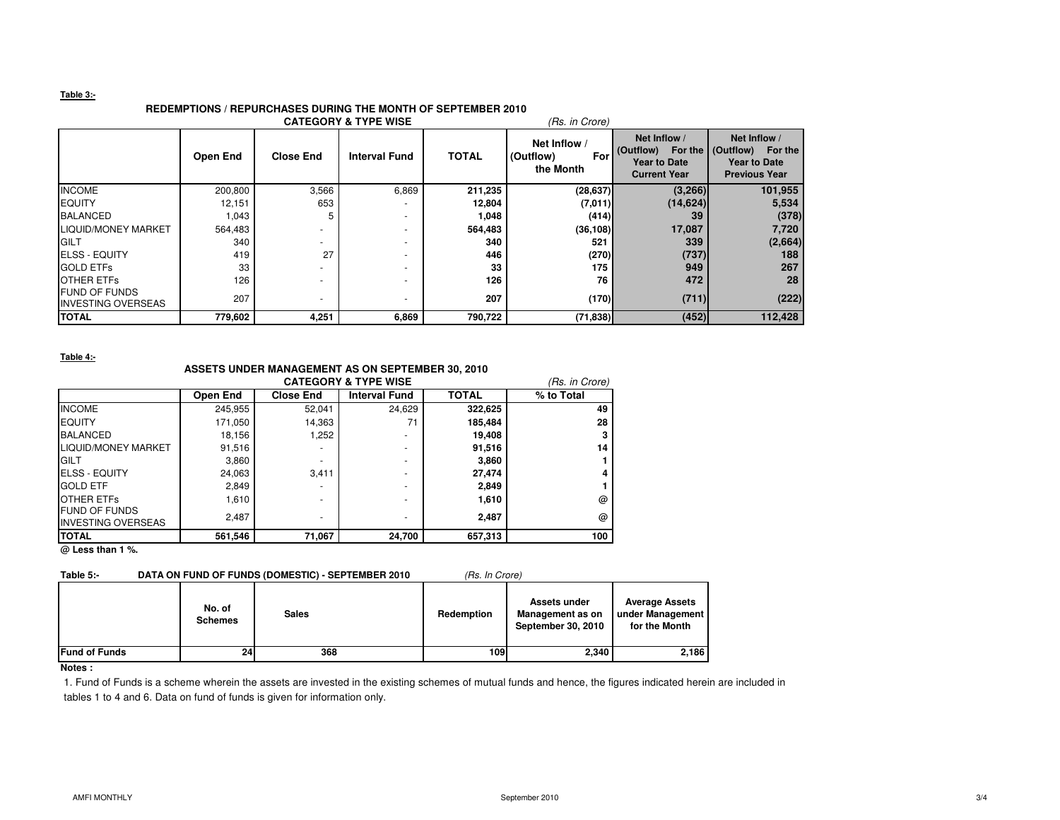**Table 3:-**

**REDEMPTIONS / REPURCHASES DURING THE MONTH OF SEPTEMBER 2010**

**CATEGORY & TYPE WISE** *(Rs. in Crore)*

| | Open End | Close End | Interval Fund | TOTAL | Net Inflow / (Outflow) For the Month | Net Inflow / (Outflow) For the Year to Date Current Year | Net Inflow / (Outflow) For the Year to Date Previous Year |
|---|---|---|---|---|---|---|---|
| INCOME | 200,800 | 3,566 | 6,869 | **211,235** | **(28,637)** | **(3,266)** | **101,955** |
| EQUITY | 12,151 | 653 | - | **12,804** | **(7,011)** | **(14,624)** | **5,534** |
| BALANCED | 1,043 | 5 | - | **1,048** | **(414)** | **39** | **(378)** |
| LIQUID/MONEY MARKET | 564,483 | - | - | **564,483** | **(36,108)** | **17,087** | **7,720** |
| GILT | 340 | - | - | **340** | **521** | **339** | **(2,664)** |
| ELSS - EQUITY | 419 | 27 | - | **446** | **(270)** | **(737)** | **188** |
| GOLD ETFs | 33 | - | - | **33** | **175** | **949** | **267** |
| OTHER ETFs | 126 | - | - | **126** | **76** | **472** | **28** |
| FUND OF FUNDS INVESTING OVERSEAS | 207 | - | - | **207** | **(170)** | **(711)** | **(222)** |
| **TOTAL** | **779,602** | **4,251** | **6,869** | **790,722** | **(71,838)** | **(452)** | **112,428** |

**Table 4:-**

**ASSETS UNDER MANAGEMENT AS ON SEPTEMBER 30, 2010**

**CATEGORY & TYPE WISE** *(Rs. in Crore)*

| | Open End | Close End | Interval Fund | TOTAL | % to Total |
|---|---|---|---|---|---|
| INCOME | 245,955 | 52,041 | 24,629 | **322,625** | **49** |
| EQUITY | 171,050 | 14,363 | 71 | **185,484** | **28** |
| BALANCED | 18,156 | 1,252 | - | **19,408** | **3** |
| LIQUID/MONEY MARKET | 91,516 | - | - | **91,516** | **14** |
| GILT | 3,860 | - | - | **3,860** | **1** |
| ELSS - EQUITY | 24,063 | 3,411 | - | **27,474** | **4** |
| GOLD ETF | 2,849 | - | - | **2,849** | **1** |
| OTHER ETFs | 1,610 | - | - | **1,610** | **@** |
| FUND OF FUNDS INVESTING OVERSEAS | 2,487 | - | - | **2,487** | **@** |
| **TOTAL** | **561,546** | **71,067** | **24,700** | **657,313** | **100** |

**@ Less than 1 %.**

**Table 5:- DATA ON FUND OF FUNDS (DOMESTIC) - SEPTEMBER 2010** *(Rs. In Crore)*

| | No. of Schemes | Sales | Redemption | Assets under Management as on September 30, 2010 | Average Assets under Management for the Month |
|---|---|---|---|---|---|
| **Fund of Funds** | **24** | **368** | **109** | **2,340** | **2,186** |

**Notes :**

1. Fund of Funds is a scheme wherein the assets are invested in the existing schemes of mutual funds and hence, the figures indicated herein are included in tables 1 to 4 and 6. Data on fund of funds is given for information only.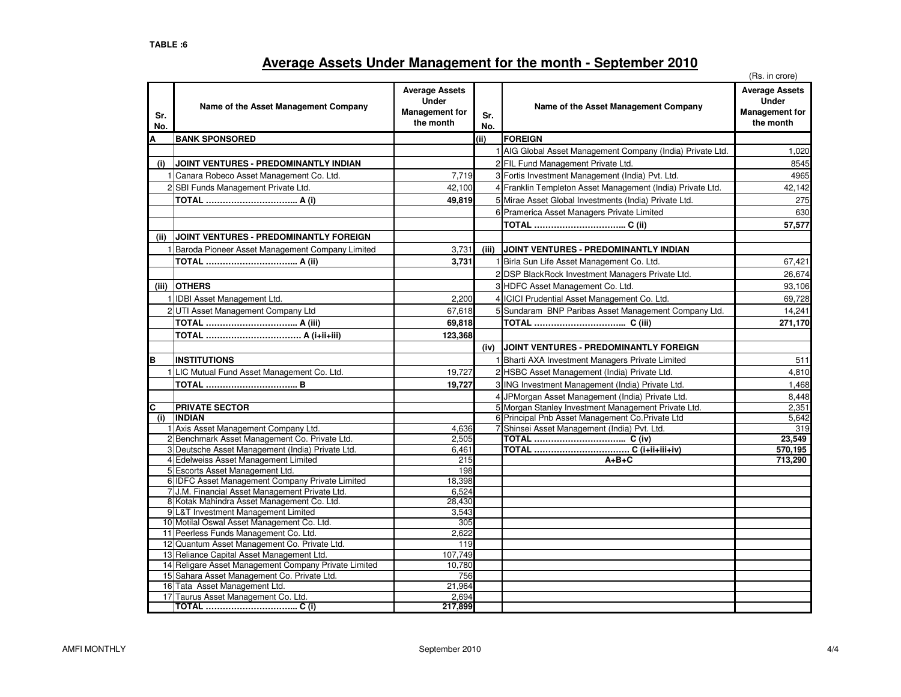TABLE :6

## Average Assets Under Management for the month - September 2010

(Rs. in crore)

| Sr. No. | Name of the Asset Management Company | Average Assets Under Management for the month | Sr. No. | Name of the Asset Management Company | Average Assets Under Management for the month |
|---|---|---|---|---|---|
| A | **BANK SPONSORED** | | (ii) | **FOREIGN** | |
| | | | 1 | AIG Global Asset Management Company (India) Private Ltd. | 1,020 |
| (i) | **JOINT VENTURES - PREDOMINANTLY INDIAN** | | 2 | FIL Fund Management Private Ltd. | 8545 |
| 1 | Canara Robeco Asset Management Co. Ltd. | 7,719 | 3 | Fortis Investment Management (India) Pvt. Ltd. | 4965 |
| 2 | SBI Funds Management Private Ltd. | 42,100 | 4 | Franklin Templeton Asset Management (India) Private Ltd. | 42,142 |
| | **TOTAL ………………………….. A (i)** | **49,819** | 5 | Mirae Asset Global Investments (India) Private Ltd. | 275 |
| | | | 6 | Pramerica Asset Managers Private Limited | 630 |
| | | | | **TOTAL ………………………….. C (ii)** | **57,577** |
| (ii) | **JOINT VENTURES - PREDOMINANTLY FOREIGN** | | | | |
| 1 | Baroda Pioneer Asset Management Company Limited | 3,731 | (iii) | **JOINT VENTURES - PREDOMINANTLY INDIAN** | |
| | **TOTAL ………………………….. A (ii)** | **3,731** | 1 | Birla Sun Life Asset Management Co. Ltd. | 67,421 |
| | | | 2 | DSP BlackRock Investment Managers Private Ltd. | 26,674 |
| (iii) | **OTHERS** | | 3 | HDFC Asset Management Co. Ltd. | 93,106 |
| 1 | IDBI Asset Management Ltd. | 2,200 | 4 | ICICI Prudential Asset Management Co. Ltd. | 69,728 |
| 2 | UTI Asset Management Company Ltd | 67,618 | 5 | Sundaram BNP Paribas Asset Management Company Ltd. | 14,241 |
| | **TOTAL ………………………….. A (iii)** | **69,818** | | **TOTAL ………………………….. C (iii)** | **271,170** |
| | **TOTAL …………………………… A (i+ii+iii)** | **123,368** | | | |
| | | | (iv) | **JOINT VENTURES - PREDOMINANTLY FOREIGN** | |
| B | **INSTITUTIONS** | | 1 | Bharti AXA Investment Managers Private Limited | 511 |
| 1 | LIC Mutual Fund Asset Management Co. Ltd. | 19,727 | 2 | HSBC Asset Management (India) Private Ltd. | 4,810 |
| | **TOTAL ………………………….. B** | **19,727** | 3 | ING Investment Management (India) Private Ltd. | 1,468 |
| | | | 4 | JPMorgan Asset Management (India) Private Ltd. | 8,448 |
| C | **PRIVATE SECTOR** | | 5 | Morgan Stanley Investment Management Private Ltd. | 2,351 |
| (i) | **INDIAN** | | 6 | Principal Pnb Asset Management Co.Private Ltd | 5,642 |
| 1 | Axis Asset Management Company Ltd. | 4,636 | 7 | Shinsei Asset Management (India) Pvt. Ltd. | 319 |
| 2 | Benchmark Asset Management Co. Private Ltd. | 2,505 | | **TOTAL ………………………….. C (iv)** | **23,549** |
| 3 | Deutsche Asset Management (India) Private Ltd. | 6,461 | | **TOTAL …………………………… C (i+ii+iii+iv)** | **570,195** |
| 4 | Edelweiss Asset Management Limited | 215 | | **A+B+C** | **713,290** |
| 5 | Escorts Asset Management Ltd. | 198 | | | |
| 6 | IDFC Asset Management Company Private Limited | 18,398 | | | |
| 7 | J.M. Financial Asset Management Private Ltd. | 6,524 | | | |
| 8 | Kotak Mahindra Asset Management Co. Ltd. | 28,430 | | | |
| 9 | L&T Investment Management Limited | 3,543 | | | |
| 10 | Motilal Oswal Asset Management Co. Ltd. | 305 | | | |
| 11 | Peerless Funds Management Co. Ltd. | 2,622 | | | |
| 12 | Quantum Asset Management Co. Private Ltd. | 119 | | | |
| 13 | Reliance Capital Asset Management Ltd. | 107,749 | | | |
| 14 | Religare Asset Management Company Private Limited | 10,780 | | | |
| 15 | Sahara Asset Management Co. Private Ltd. | 756 | | | |
| 16 | Tata Asset Management Ltd. | 21,964 | | | |
| 17 | Taurus Asset Management Co. Ltd. | 2,694 | | | |
| | **TOTAL ………………………….. C (i)** | **217,899** | | | |